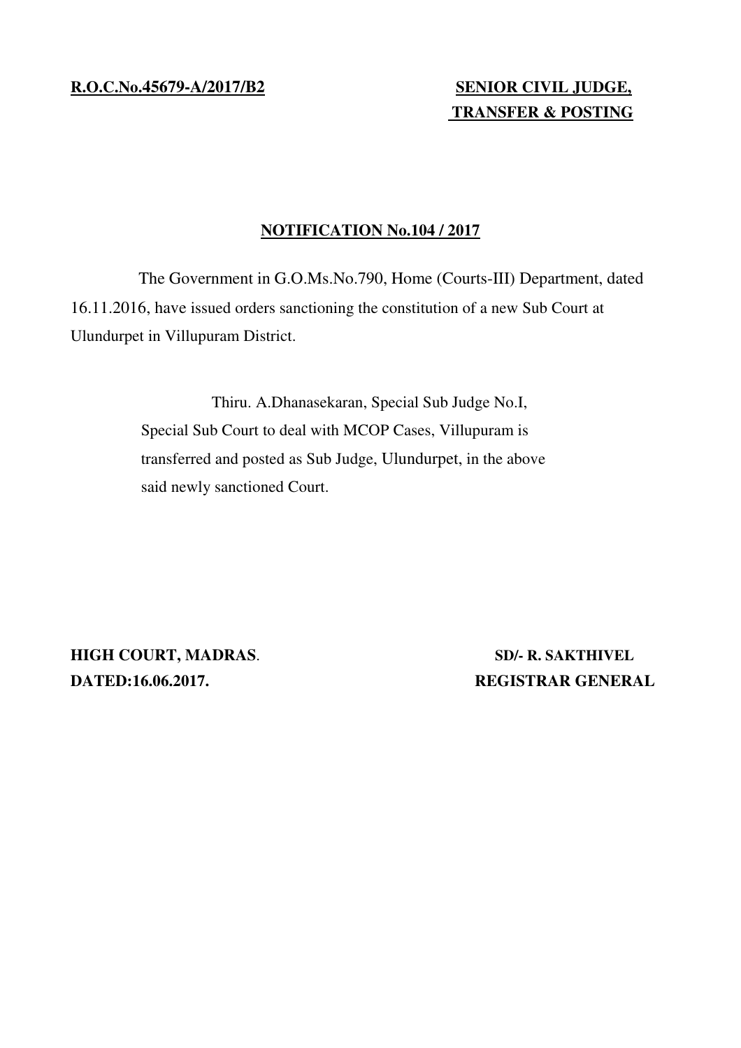**R.O.C.No.45679-A/2017/B2**

**SENIOR CIVIL JUDGE,**
**TRANSFER & POSTING**

## NOTIFICATION No.104 / 2017

The Government in G.O.Ms.No.790, Home (Courts-III) Department, dated 16.11.2016, have issued orders sanctioning the constitution of a new Sub Court at Ulundurpet in Villupuram District.

Thiru. A.Dhanasekaran, Special Sub Judge No.I, Special Sub Court to deal with MCOP Cases, Villupuram is transferred and posted as Sub Judge, Ulundurpet, in the above said newly sanctioned Court.

**HIGH COURT, MADRAS.**
**DATED:16.06.2017.**

**SD/- R. SAKTHIVEL**
**REGISTRAR GENERAL**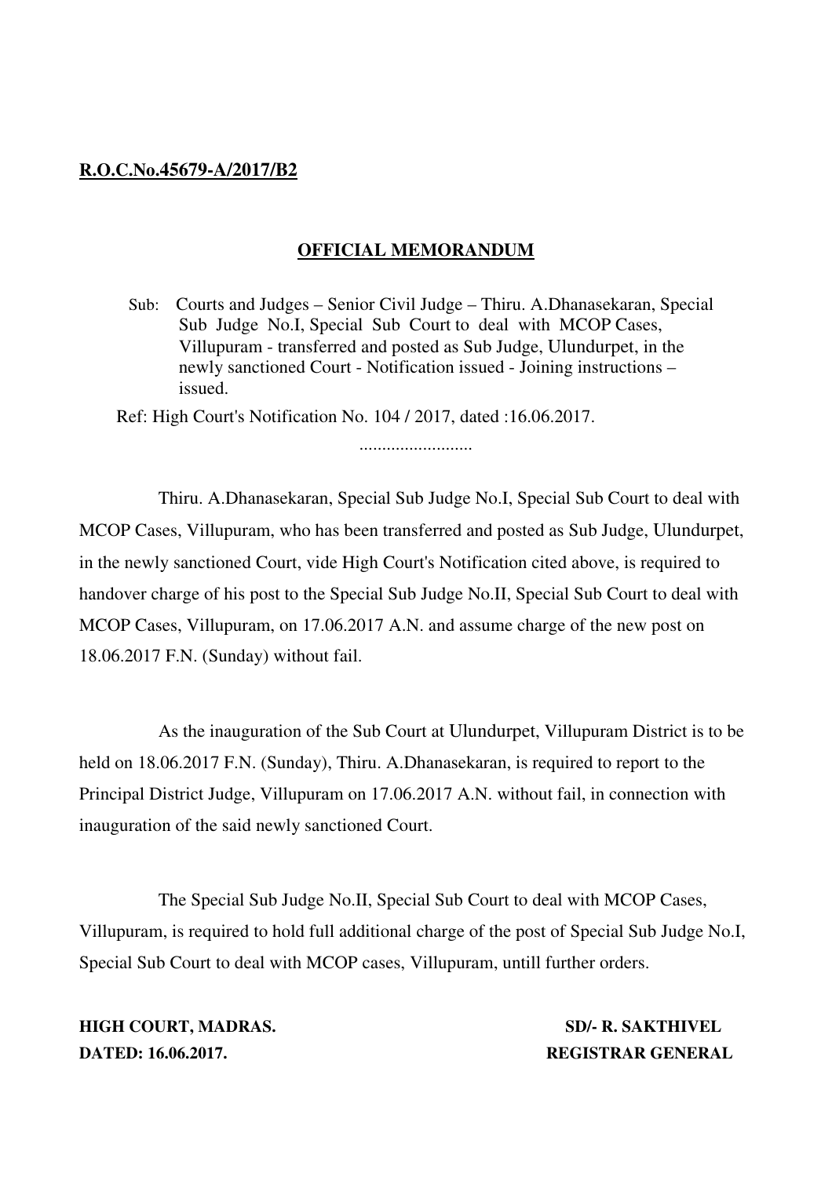**R.O.C.No.45679-A/2017/B2**

## OFFICIAL MEMORANDUM

Sub: Courts and Judges – Senior Civil Judge – Thiru. A.Dhanasekaran, Special Sub Judge No.I, Special Sub Court to deal with MCOP Cases, Villupuram - transferred and posted as Sub Judge, Ulundurpet, in the newly sanctioned Court - Notification issued - Joining instructions – issued.

Ref: High Court's Notification No. 104 / 2017, dated :16.06.2017.

.........................

Thiru. A.Dhanasekaran, Special Sub Judge No.I, Special Sub Court to deal with MCOP Cases, Villupuram, who has been transferred and posted as Sub Judge, Ulundurpet, in the newly sanctioned Court, vide High Court's Notification cited above, is required to handover charge of his post to the Special Sub Judge No.II, Special Sub Court to deal with MCOP Cases, Villupuram, on 17.06.2017 A.N. and assume charge of the new post on 18.06.2017 F.N. (Sunday) without fail.

As the inauguration of the Sub Court at Ulundurpet, Villupuram District is to be held on 18.06.2017 F.N. (Sunday), Thiru. A.Dhanasekaran, is required to report to the Principal District Judge, Villupuram on 17.06.2017 A.N. without fail, in connection with inauguration of the said newly sanctioned Court.

The Special Sub Judge No.II, Special Sub Court to deal with MCOP Cases, Villupuram, is required to hold full additional charge of the post of Special Sub Judge No.I, Special Sub Court to deal with MCOP cases, Villupuram, untill further orders.

**HIGH COURT, MADRAS.** **SD/- R. SAKTHIVEL**
**DATED: 16.06.2017.** **REGISTRAR GENERAL**